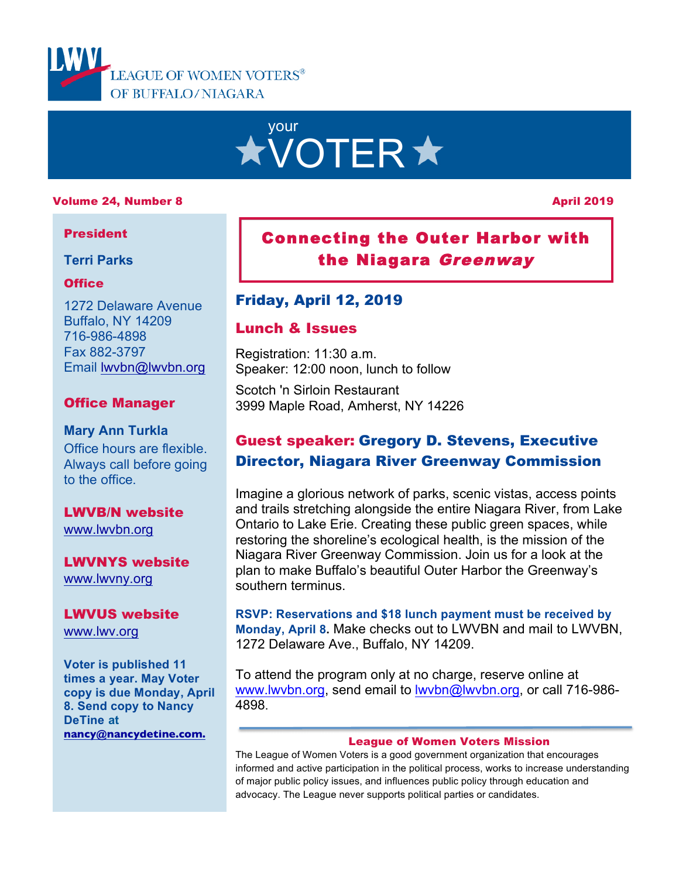LEAGUE OF WOMEN VOTERS®
OF BUFFALO/NIAGARA

# your ★VOTER★

**Volume 24, Number 8** **April 2019**

# Connecting the Outer Harbor with the Niagara *Greenway*

## Friday, April 12, 2019

### Lunch & Issues

Registration: 11:30 a.m.
Speaker: 12:00 noon, lunch to follow

Scotch 'n Sirloin Restaurant
3999 Maple Road, Amherst, NY 14226

### Guest speaker: Gregory D. Stevens, Executive Director, Niagara River Greenway Commission

Imagine a glorious network of parks, scenic vistas, access points and trails stretching alongside the entire Niagara River, from Lake Ontario to Lake Erie. Creating these public green spaces, while restoring the shoreline's ecological health, is the mission of the Niagara River Greenway Commission. Join us for a look at the plan to make Buffalo's beautiful Outer Harbor the Greenway's southern terminus.

**RSVP: Reservations and $18 lunch payment must be received by Monday, April 8.** Make checks out to LWVBN and mail to LWVBN, 1272 Delaware Ave., Buffalo, NY 14209.

To attend the program only at no charge, reserve online at www.lwvbn.org, send email to lwvbn@lwvbn.org, or call 716-986-4898.

---

**League of Women Voters Mission**

The League of Women Voters is a good government organization that encourages informed and active participation in the political process, works to increase understanding of major public policy issues, and influences public policy through education and advocacy. The League never supports political parties or candidates.

---

**President**

**Terri Parks**

**Office**

1272 Delaware Avenue
Buffalo, NY 14209
716-986-4898
Fax 882-3797
Email lwvbn@lwvbn.org

**Office Manager**

**Mary Ann Turkla**
Office hours are flexible. Always call before going to the office.

**LWVB/N website**
www.lwvbn.org

**LWVNYS website**
www.lwvny.org

**LWVUS website**
www.lwv.org

**Voter is published 11 times a year. May Voter copy is due Monday, April 8. Send copy to Nancy DeTine at nancy@nancydetine.com.**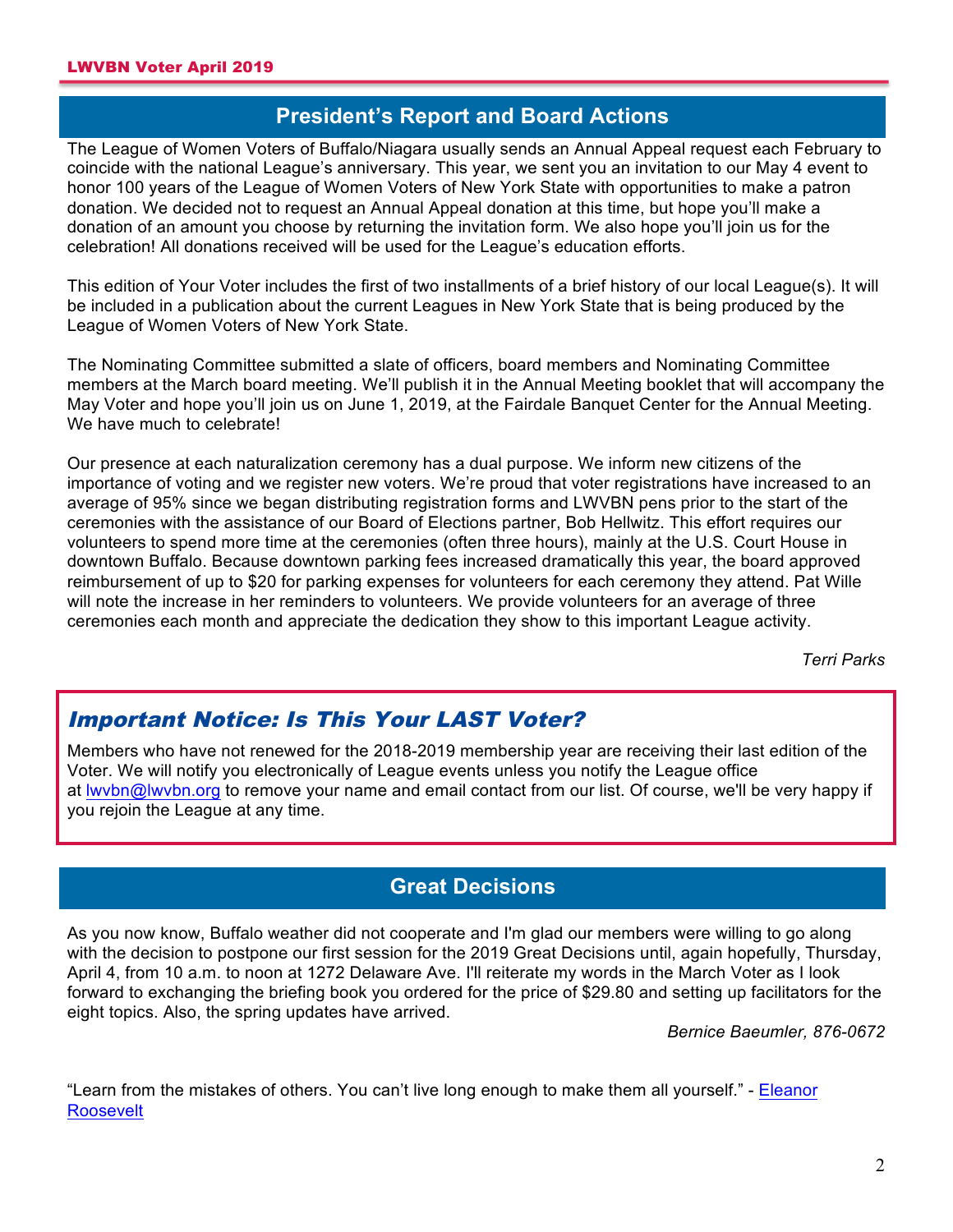## President's Report and Board Actions

The League of Women Voters of Buffalo/Niagara usually sends an Annual Appeal request each February to coincide with the national League's anniversary. This year, we sent you an invitation to our May 4 event to honor 100 years of the League of Women Voters of New York State with opportunities to make a patron donation. We decided not to request an Annual Appeal donation at this time, but hope you'll make a donation of an amount you choose by returning the invitation form. We also hope you'll join us for the celebration! All donations received will be used for the League's education efforts.

This edition of Your Voter includes the first of two installments of a brief history of our local League(s). It will be included in a publication about the current Leagues in New York State that is being produced by the League of Women Voters of New York State.

The Nominating Committee submitted a slate of officers, board members and Nominating Committee members at the March board meeting. We'll publish it in the Annual Meeting booklet that will accompany the May Voter and hope you'll join us on June 1, 2019, at the Fairdale Banquet Center for the Annual Meeting. We have much to celebrate!

Our presence at each naturalization ceremony has a dual purpose. We inform new citizens of the importance of voting and we register new voters. We're proud that voter registrations have increased to an average of 95% since we began distributing registration forms and LWVBN pens prior to the start of the ceremonies with the assistance of our Board of Elections partner, Bob Hellwitz. This effort requires our volunteers to spend more time at the ceremonies (often three hours), mainly at the U.S. Court House in downtown Buffalo. Because downtown parking fees increased dramatically this year, the board approved reimbursement of up to $20 for parking expenses for volunteers for each ceremony they attend. Pat Wille will note the increase in her reminders to volunteers. We provide volunteers for an average of three ceremonies each month and appreciate the dedication they show to this important League activity.

*Terri Parks*

### *Important Notice: Is This Your LAST Voter?*

Members who have not renewed for the 2018-2019 membership year are receiving their last edition of the Voter. We will notify you electronically of League events unless you notify the League office at lwvbn@lwvbn.org to remove your name and email contact from our list. Of course, we'll be very happy if you rejoin the League at any time.

## Great Decisions

As you now know, Buffalo weather did not cooperate and I'm glad our members were willing to go along with the decision to postpone our first session for the 2019 Great Decisions until, again hopefully, Thursday, April 4, from 10 a.m. to noon at 1272 Delaware Ave. I'll reiterate my words in the March Voter as I look forward to exchanging the briefing book you ordered for the price of $29.80 and setting up facilitators for the eight topics. Also, the spring updates have arrived.

*Bernice Baeumler, 876-0672*

"Learn from the mistakes of others. You can't live long enough to make them all yourself." - Eleanor Roosevelt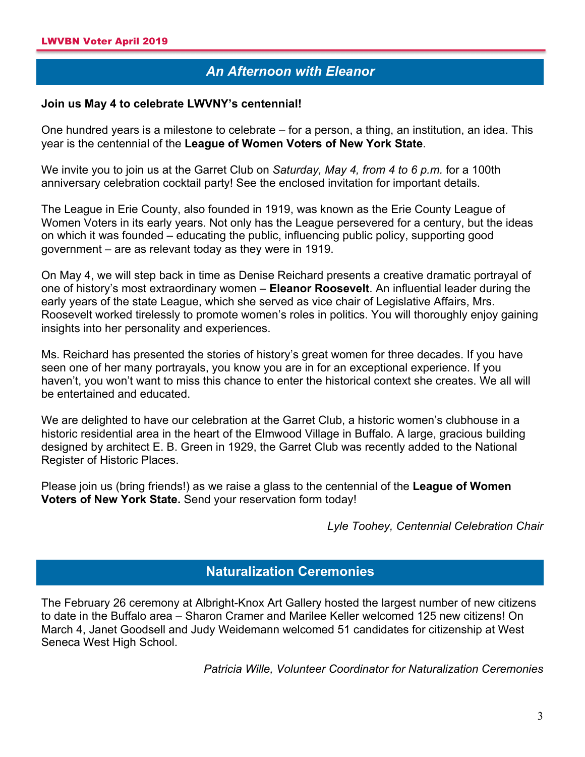## *An Afternoon with Eleanor*

**Join us May 4 to celebrate LWVNY's centennial!**

One hundred years is a milestone to celebrate – for a person, a thing, an institution, an idea. This year is the centennial of the **League of Women Voters of New York State**.

We invite you to join us at the Garret Club on *Saturday, May 4, from 4 to 6 p.m.* for a 100th anniversary celebration cocktail party! See the enclosed invitation for important details.

The League in Erie County, also founded in 1919, was known as the Erie County League of Women Voters in its early years. Not only has the League persevered for a century, but the ideas on which it was founded – educating the public, influencing public policy, supporting good government – are as relevant today as they were in 1919.

On May 4, we will step back in time as Denise Reichard presents a creative dramatic portrayal of one of history's most extraordinary women – **Eleanor Roosevelt**. An influential leader during the early years of the state League, which she served as vice chair of Legislative Affairs, Mrs. Roosevelt worked tirelessly to promote women's roles in politics. You will thoroughly enjoy gaining insights into her personality and experiences.

Ms. Reichard has presented the stories of history's great women for three decades. If you have seen one of her many portrayals, you know you are in for an exceptional experience. If you haven't, you won't want to miss this chance to enter the historical context she creates. We all will be entertained and educated.

We are delighted to have our celebration at the Garret Club, a historic women's clubhouse in a historic residential area in the heart of the Elmwood Village in Buffalo. A large, gracious building designed by architect E. B. Green in 1929, the Garret Club was recently added to the National Register of Historic Places.

Please join us (bring friends!) as we raise a glass to the centennial of the **League of Women Voters of New York State.** Send your reservation form today!

*Lyle Toohey, Centennial Celebration Chair*

## Naturalization Ceremonies

The February 26 ceremony at Albright-Knox Art Gallery hosted the largest number of new citizens to date in the Buffalo area – Sharon Cramer and Marilee Keller welcomed 125 new citizens! On March 4, Janet Goodsell and Judy Weidemann welcomed 51 candidates for citizenship at West Seneca West High School.

*Patricia Wille, Volunteer Coordinator for Naturalization Ceremonies*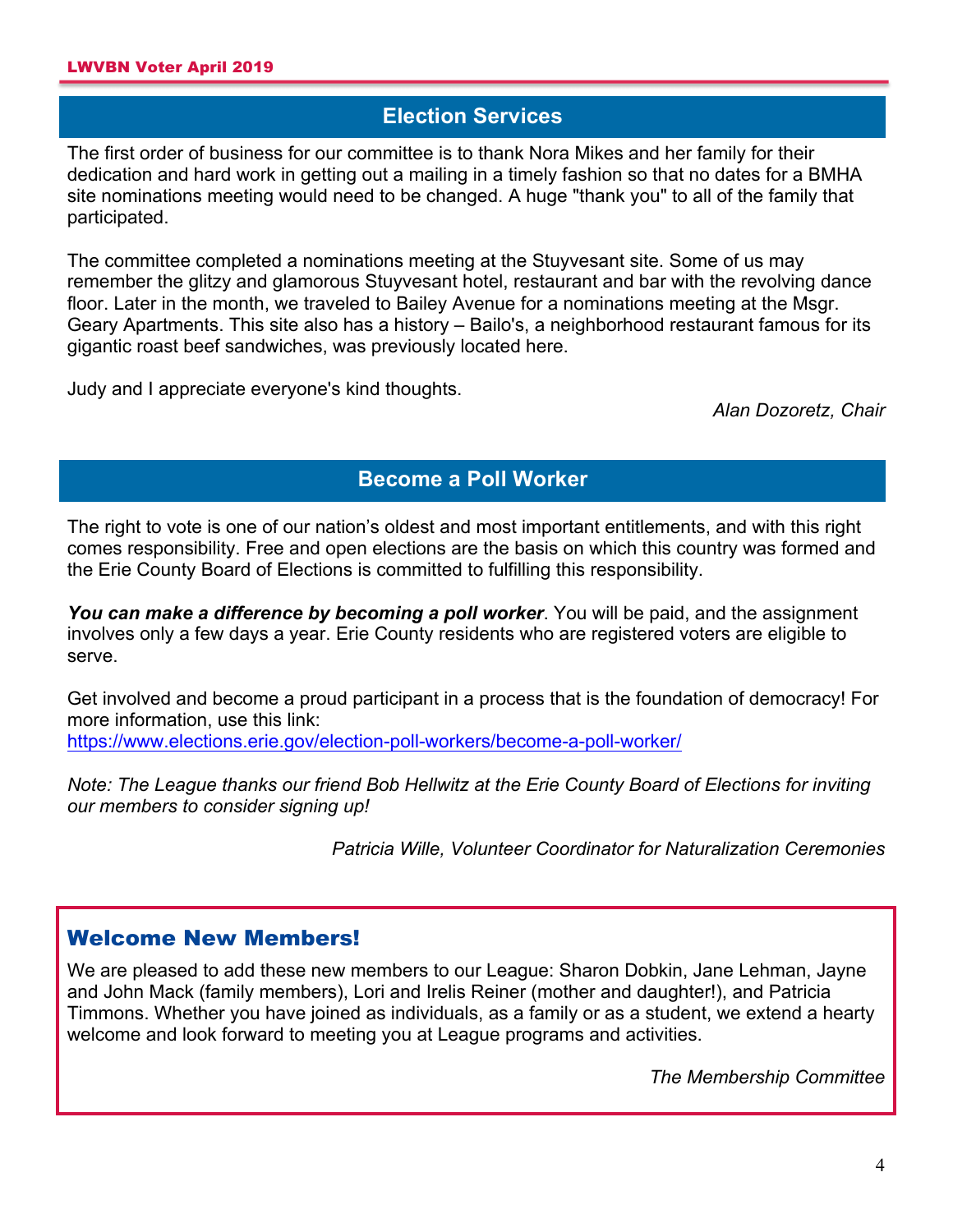## Election Services

The first order of business for our committee is to thank Nora Mikes and her family for their dedication and hard work in getting out a mailing in a timely fashion so that no dates for a BMHA site nominations meeting would need to be changed. A huge "thank you" to all of the family that participated.

The committee completed a nominations meeting at the Stuyvesant site. Some of us may remember the glitzy and glamorous Stuyvesant hotel, restaurant and bar with the revolving dance floor. Later in the month, we traveled to Bailey Avenue for a nominations meeting at the Msgr. Geary Apartments. This site also has a history – Bailo's, a neighborhood restaurant famous for its gigantic roast beef sandwiches, was previously located here.

Judy and I appreciate everyone's kind thoughts.

*Alan Dozoretz, Chair*

## Become a Poll Worker

The right to vote is one of our nation's oldest and most important entitlements, and with this right comes responsibility. Free and open elections are the basis on which this country was formed and the Erie County Board of Elections is committed to fulfilling this responsibility.

***You can make a difference by becoming a poll worker***. You will be paid, and the assignment involves only a few days a year. Erie County residents who are registered voters are eligible to serve.

Get involved and become a proud participant in a process that is the foundation of democracy! For more information, use this link:
https://www.elections.erie.gov/election-poll-workers/become-a-poll-worker/

*Note: The League thanks our friend Bob Hellwitz at the Erie County Board of Elections for inviting our members to consider signing up!*

*Patricia Wille, Volunteer Coordinator for Naturalization Ceremonies*

## Welcome New Members!

We are pleased to add these new members to our League: Sharon Dobkin, Jane Lehman, Jayne and John Mack (family members), Lori and Irelis Reiner (mother and daughter!), and Patricia Timmons. Whether you have joined as individuals, as a family or as a student, we extend a hearty welcome and look forward to meeting you at League programs and activities.

*The Membership Committee*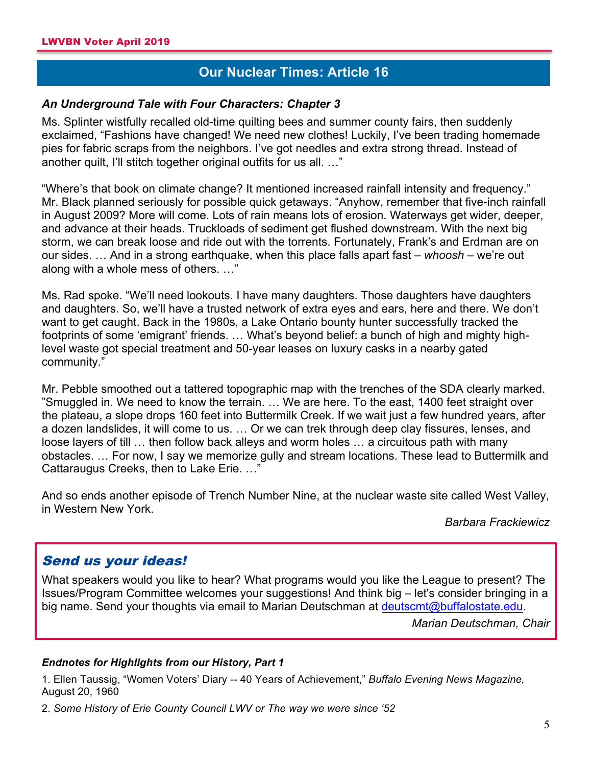## Our Nuclear Times: Article 16

***An Underground Tale with Four Characters: Chapter 3***

Ms. Splinter wistfully recalled old-time quilting bees and summer county fairs, then suddenly exclaimed, "Fashions have changed! We need new clothes! Luckily, I've been trading homemade pies for fabric scraps from the neighbors. I've got needles and extra strong thread. Instead of another quilt, I'll stitch together original outfits for us all. …"

"Where's that book on climate change? It mentioned increased rainfall intensity and frequency." Mr. Black planned seriously for possible quick getaways. "Anyhow, remember that five-inch rainfall in August 2009? More will come. Lots of rain means lots of erosion. Waterways get wider, deeper, and advance at their heads. Truckloads of sediment get flushed downstream. With the next big storm, we can break loose and ride out with the torrents. Fortunately, Frank's and Erdman are on our sides. … And in a strong earthquake, when this place falls apart fast – *whoosh* – we're out along with a whole mess of others. …"

Ms. Rad spoke. "We'll need lookouts. I have many daughters. Those daughters have daughters and daughters. So, we'll have a trusted network of extra eyes and ears, here and there. We don't want to get caught. Back in the 1980s, a Lake Ontario bounty hunter successfully tracked the footprints of some 'emigrant' friends. … What's beyond belief: a bunch of high and mighty high-level waste got special treatment and 50-year leases on luxury casks in a nearby gated community."

Mr. Pebble smoothed out a tattered topographic map with the trenches of the SDA clearly marked. "Smuggled in. We need to know the terrain. … We are here. To the east, 1400 feet straight over the plateau, a slope drops 160 feet into Buttermilk Creek. If we wait just a few hundred years, after a dozen landslides, it will come to us. … Or we can trek through deep clay fissures, lenses, and loose layers of till … then follow back alleys and worm holes … a circuitous path with many obstacles. … For now, I say we memorize gully and stream locations. These lead to Buttermilk and Cattaraugus Creeks, then to Lake Erie. …"

And so ends another episode of Trench Number Nine, at the nuclear waste site called West Valley, in Western New York.

*Barbara Frackiewicz*

## *Send us your ideas!*

What speakers would you like to hear? What programs would you like the League to present? The Issues/Program Committee welcomes your suggestions! And think big – let's consider bringing in a big name. Send your thoughts via email to Marian Deutschman at deutscmt@buffalostate.edu.

*Marian Deutschman, Chair*

***Endnotes for Highlights from our History, Part 1***

1. Ellen Taussig, "Women Voters' Diary -- 40 Years of Achievement," *Buffalo Evening News Magazine,* August 20, 1960

2. *Some History of Erie County Council LWV or The way we were since '52*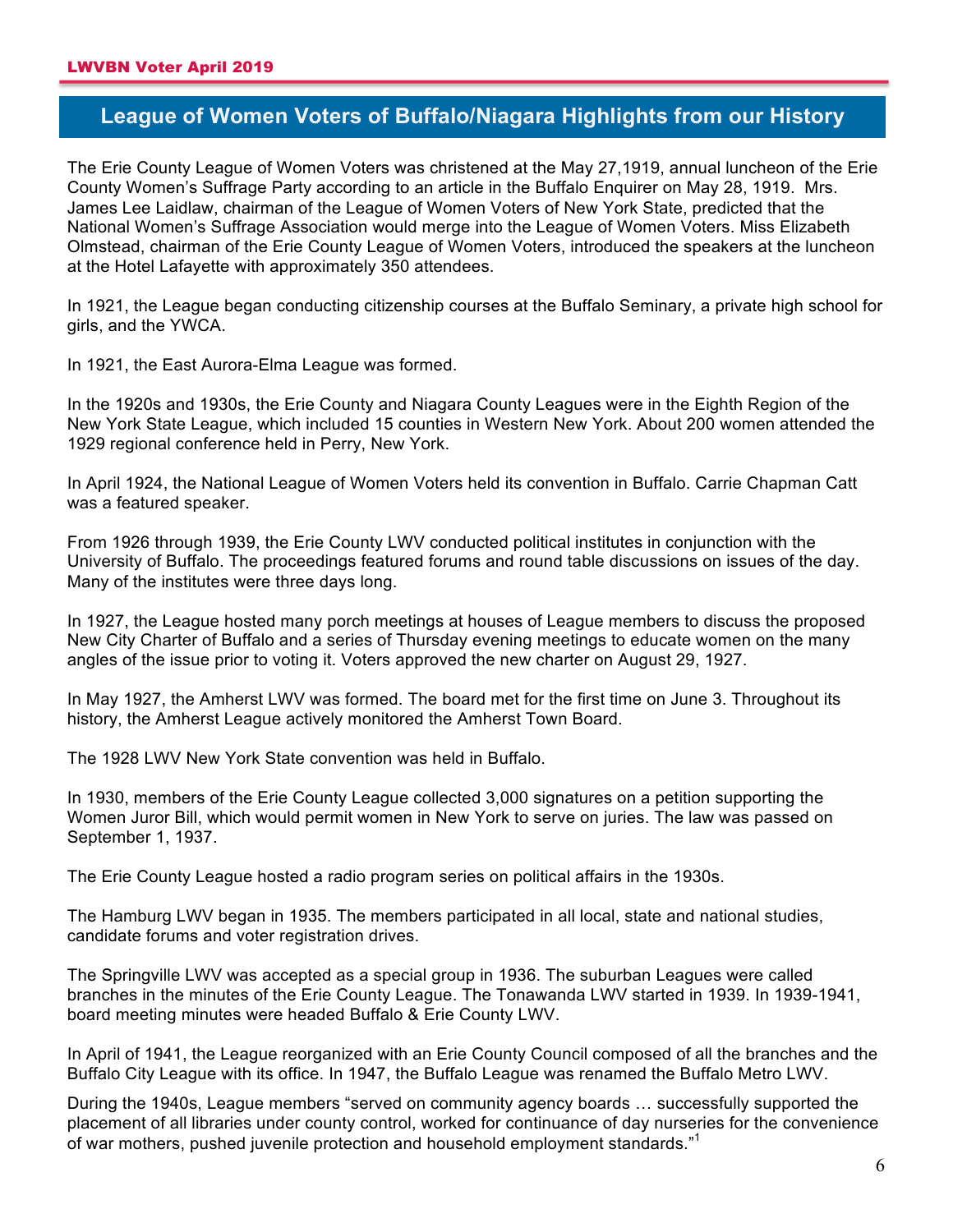## League of Women Voters of Buffalo/Niagara Highlights from our History

The Erie County League of Women Voters was christened at the May 27,1919, annual luncheon of the Erie County Women's Suffrage Party according to an article in the Buffalo Enquirer on May 28, 1919. Mrs. James Lee Laidlaw, chairman of the League of Women Voters of New York State, predicted that the National Women's Suffrage Association would merge into the League of Women Voters. Miss Elizabeth Olmstead, chairman of the Erie County League of Women Voters, introduced the speakers at the luncheon at the Hotel Lafayette with approximately 350 attendees.

In 1921, the League began conducting citizenship courses at the Buffalo Seminary, a private high school for girls, and the YWCA.

In 1921, the East Aurora-Elma League was formed.

In the 1920s and 1930s, the Erie County and Niagara County Leagues were in the Eighth Region of the New York State League, which included 15 counties in Western New York. About 200 women attended the 1929 regional conference held in Perry, New York.

In April 1924, the National League of Women Voters held its convention in Buffalo. Carrie Chapman Catt was a featured speaker.

From 1926 through 1939, the Erie County LWV conducted political institutes in conjunction with the University of Buffalo. The proceedings featured forums and round table discussions on issues of the day. Many of the institutes were three days long.

In 1927, the League hosted many porch meetings at houses of League members to discuss the proposed New City Charter of Buffalo and a series of Thursday evening meetings to educate women on the many angles of the issue prior to voting it. Voters approved the new charter on August 29, 1927.

In May 1927, the Amherst LWV was formed. The board met for the first time on June 3. Throughout its history, the Amherst League actively monitored the Amherst Town Board.

The 1928 LWV New York State convention was held in Buffalo.

In 1930, members of the Erie County League collected 3,000 signatures on a petition supporting the Women Juror Bill, which would permit women in New York to serve on juries. The law was passed on September 1, 1937.

The Erie County League hosted a radio program series on political affairs in the 1930s.

The Hamburg LWV began in 1935. The members participated in all local, state and national studies, candidate forums and voter registration drives.

The Springville LWV was accepted as a special group in 1936. The suburban Leagues were called branches in the minutes of the Erie County League. The Tonawanda LWV started in 1939. In 1939-1941, board meeting minutes were headed Buffalo & Erie County LWV.

In April of 1941, the League reorganized with an Erie County Council composed of all the branches and the Buffalo City League with its office. In 1947, the Buffalo League was renamed the Buffalo Metro LWV.

During the 1940s, League members "served on community agency boards … successfully supported the placement of all libraries under county control, worked for continuance of day nurseries for the convenience of war mothers, pushed juvenile protection and household employment standards."[1]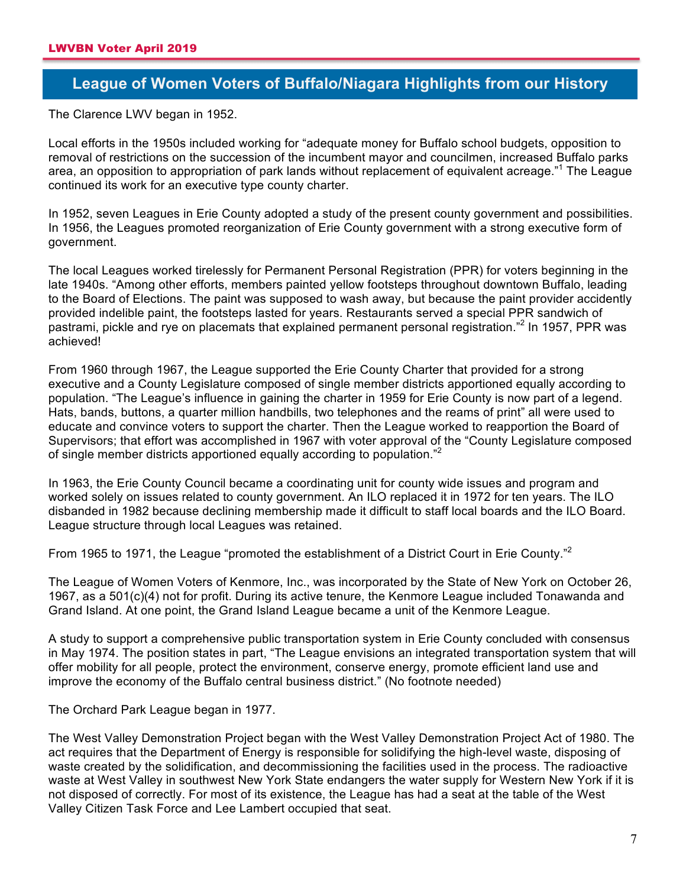## League of Women Voters of Buffalo/Niagara Highlights from our History

The Clarence LWV began in 1952.

Local efforts in the 1950s included working for "adequate money for Buffalo school budgets, opposition to removal of restrictions on the succession of the incumbent mayor and councilmen, increased Buffalo parks area, an opposition to appropriation of park lands without replacement of equivalent acreage."[1] The League continued its work for an executive type county charter.

In 1952, seven Leagues in Erie County adopted a study of the present county government and possibilities. In 1956, the Leagues promoted reorganization of Erie County government with a strong executive form of government.

The local Leagues worked tirelessly for Permanent Personal Registration (PPR) for voters beginning in the late 1940s. "Among other efforts, members painted yellow footsteps throughout downtown Buffalo, leading to the Board of Elections. The paint was supposed to wash away, but because the paint provider accidently provided indelible paint, the footsteps lasted for years. Restaurants served a special PPR sandwich of pastrami, pickle and rye on placemats that explained permanent personal registration."[2] In 1957, PPR was achieved!

From 1960 through 1967, the League supported the Erie County Charter that provided for a strong executive and a County Legislature composed of single member districts apportioned equally according to population. "The League's influence in gaining the charter in 1959 for Erie County is now part of a legend. Hats, bands, buttons, a quarter million handbills, two telephones and the reams of print" all were used to educate and convince voters to support the charter. Then the League worked to reapportion the Board of Supervisors; that effort was accomplished in 1967 with voter approval of the "County Legislature composed of single member districts apportioned equally according to population."[2]

In 1963, the Erie County Council became a coordinating unit for county wide issues and program and worked solely on issues related to county government. An ILO replaced it in 1972 for ten years. The ILO disbanded in 1982 because declining membership made it difficult to staff local boards and the ILO Board. League structure through local Leagues was retained.

From 1965 to 1971, the League "promoted the establishment of a District Court in Erie County."[2]

The League of Women Voters of Kenmore, Inc., was incorporated by the State of New York on October 26, 1967, as a 501(c)(4) not for profit. During its active tenure, the Kenmore League included Tonawanda and Grand Island. At one point, the Grand Island League became a unit of the Kenmore League.

A study to support a comprehensive public transportation system in Erie County concluded with consensus in May 1974. The position states in part, "The League envisions an integrated transportation system that will offer mobility for all people, protect the environment, conserve energy, promote efficient land use and improve the economy of the Buffalo central business district." (No footnote needed)

The Orchard Park League began in 1977.

The West Valley Demonstration Project began with the West Valley Demonstration Project Act of 1980. The act requires that the Department of Energy is responsible for solidifying the high-level waste, disposing of waste created by the solidification, and decommissioning the facilities used in the process. The radioactive waste at West Valley in southwest New York State endangers the water supply for Western New York if it is not disposed of correctly. For most of its existence, the League has had a seat at the table of the West Valley Citizen Task Force and Lee Lambert occupied that seat.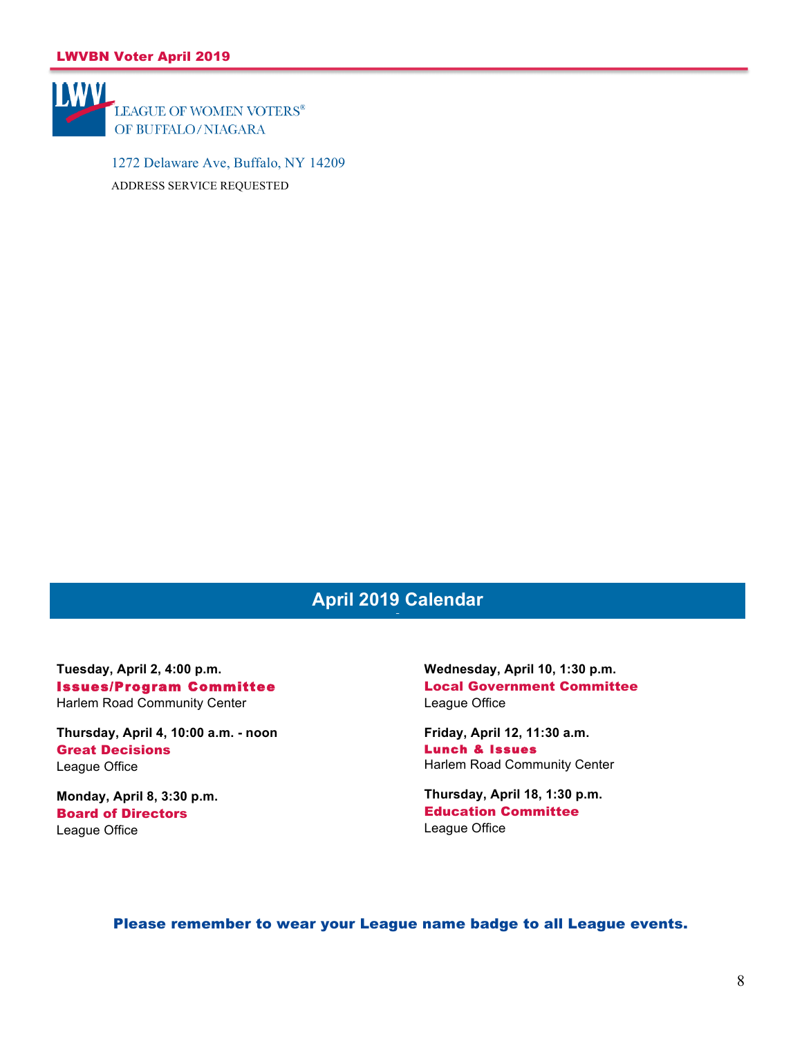LEAGUE OF WOMEN VOTERS®
OF BUFFALO/NIAGARA

1272 Delaware Ave, Buffalo, NY 14209

ADDRESS SERVICE REQUESTED

## April 2019 Calendar

**Tuesday, April 2, 4:00 p.m.**
**Issues/Program Committee**
Harlem Road Community Center

**Thursday, April 4, 10:00 a.m. - noon**
**Great Decisions**
League Office

**Monday, April 8, 3:30 p.m.**
**Board of Directors**
League Office

**Wednesday, April 10, 1:30 p.m.**
**Local Government Committee**
League Office

**Friday, April 12, 11:30 a.m.**
**Lunch & Issues**
Harlem Road Community Center

**Thursday, April 18, 1:30 p.m.**
**Education Committee**
League Office

**Please remember to wear your League name badge to all League events.**